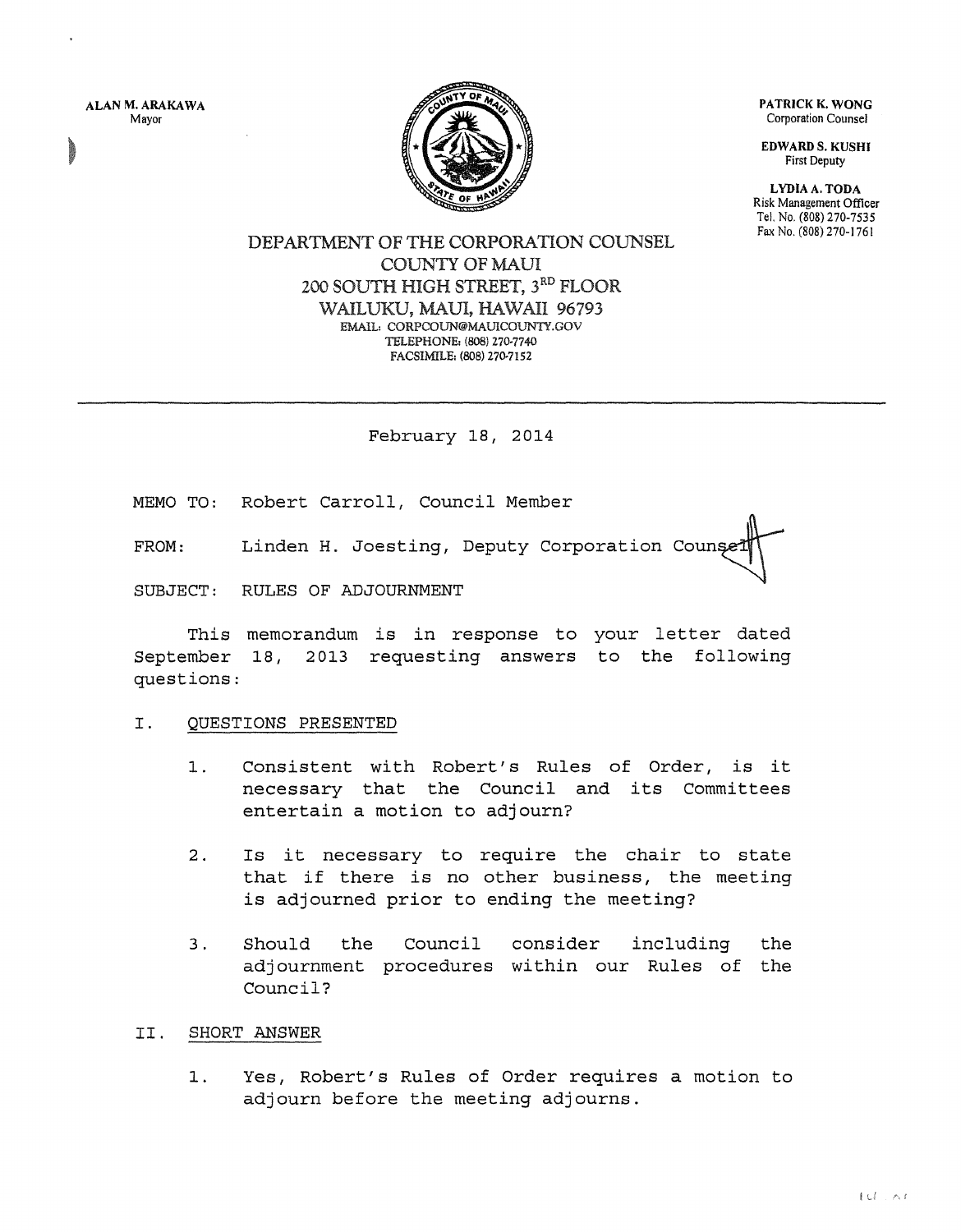ALAN M. ARAKAWA
Mayor

PATRICK K. WONG
Corporation Counsel

EDWARD S. KUSHI
First Deputy

LYDIA A. TODA
Risk Management Officer
Tel. No. (808) 270-7535
Fax No. (808) 270-1761

DEPARTMENT OF THE CORPORATION COUNSEL
COUNTY OF MAUI
200 SOUTH HIGH STREET, 3RD FLOOR
WAILUKU, MAUI, HAWAII 96793
EMAIL: CORPCOUN@MAUICOUNTY.GOV
TELEPHONE: (808) 270-7740
FACSIMILE: (808) 270-7152

---

February 18, 2014

MEMO TO: Robert Carroll, Council Member

FROM: Linden H. Joesting, Deputy Corporation Counsel

SUBJECT: RULES OF ADJOURNMENT

This memorandum is in response to your letter dated September 18, 2013 requesting answers to the following questions:

I. QUESTIONS PRESENTED

1. Consistent with Robert's Rules of Order, is it necessary that the Council and its Committees entertain a motion to adjourn?

2. Is it necessary to require the chair to state that if there is no other business, the meeting is adjourned prior to ending the meeting?

3. Should the Council consider including the adjournment procedures within our Rules of the Council?

II. SHORT ANSWER

1. Yes, Robert's Rules of Order requires a motion to adjourn before the meeting adjourns.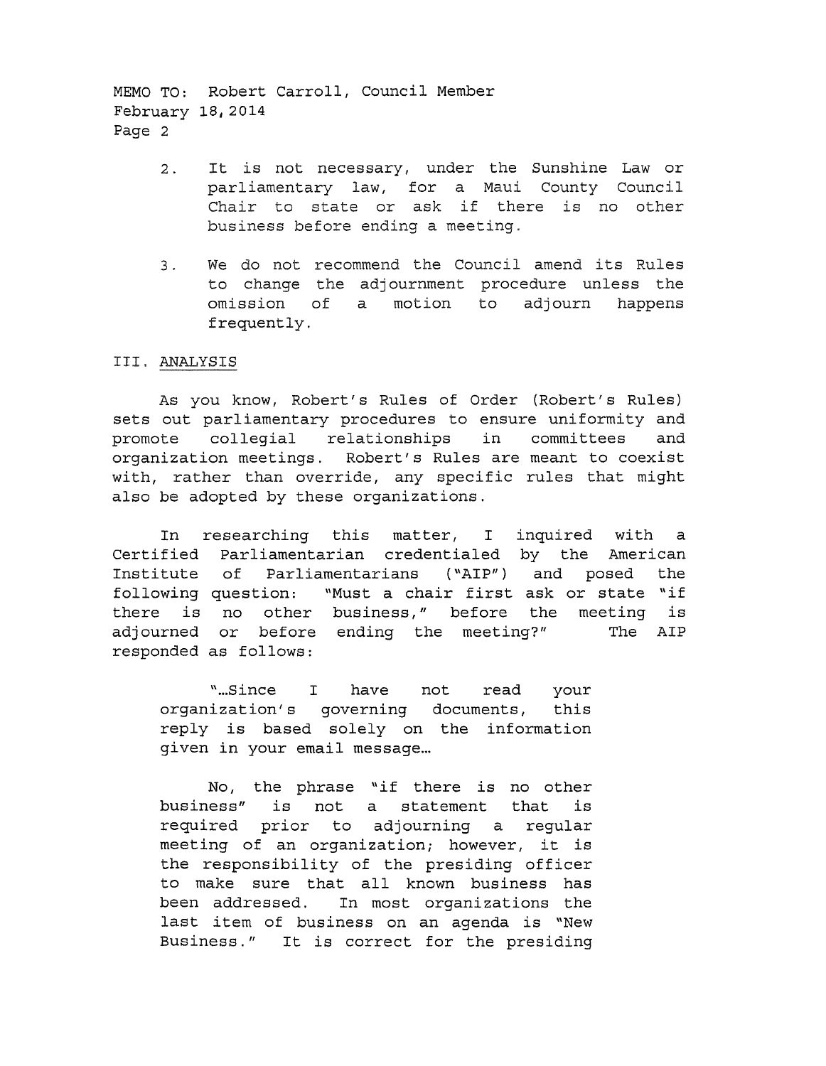2. It is not necessary, under the Sunshine Law or parliamentary law, for a Maui County Council Chair to state or ask if there is no other business before ending a meeting.

3. We do not recommend the Council amend its Rules to change the adjournment procedure unless the omission of a motion to adjourn happens frequently.

## III. ANALYSIS

As you know, Robert's Rules of Order (Robert's Rules) sets out parliamentary procedures to ensure uniformity and promote collegial relationships in committees and organization meetings. Robert's Rules are meant to coexist with, rather than override, any specific rules that might also be adopted by these organizations.

In researching this matter, I inquired with a Certified Parliamentarian credentialed by the American Institute of Parliamentarians ("AIP") and posed the following question: "Must a chair first ask or state "if there is no other business," before the meeting is adjourned or before ending the meeting?" The AIP responded as follows:

> "…Since I have not read your organization's governing documents, this reply is based solely on the information given in your email message…
>
> No, the phrase "if there is no other business" is not a statement that is required prior to adjourning a regular meeting of an organization; however, it is the responsibility of the presiding officer to make sure that all known business has been addressed. In most organizations the last item of business on an agenda is "New Business." It is correct for the presiding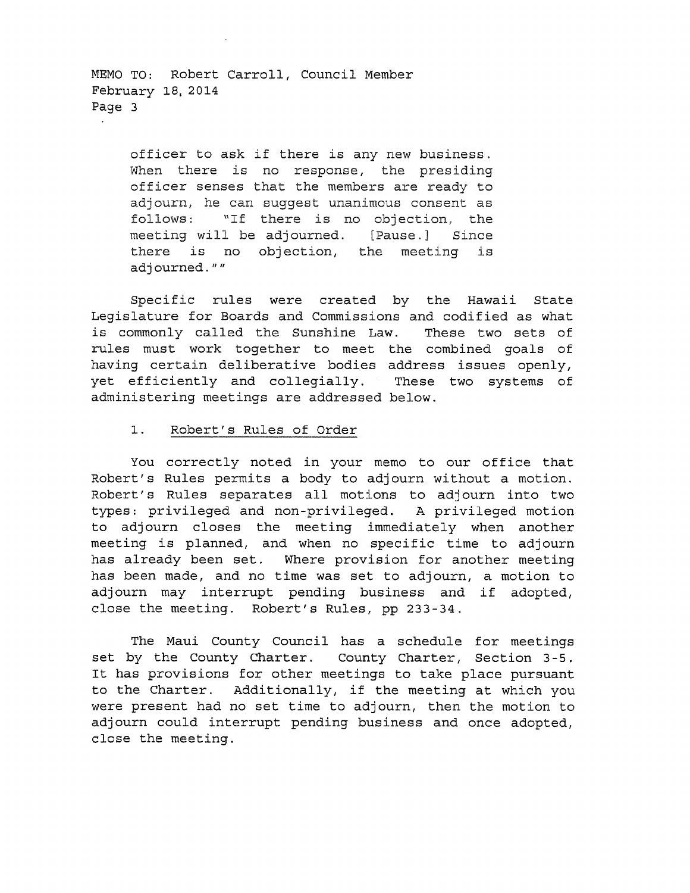officer to ask if there is any new business. When there is no response, the presiding officer senses that the members are ready to adjourn, he can suggest unanimous consent as follows: "If there is no objection, the meeting will be adjourned. [Pause.] Since there is no objection, the meeting is adjourned.""

Specific rules were created by the Hawaii State Legislature for Boards and Commissions and codified as what is commonly called the Sunshine Law. These two sets of rules must work together to meet the combined goals of having certain deliberative bodies address issues openly, yet efficiently and collegially. These two systems of administering meetings are addressed below.

1. Robert's Rules of Order

You correctly noted in your memo to our office that Robert's Rules permits a body to adjourn without a motion. Robert's Rules separates all motions to adjourn into two types: privileged and non-privileged. A privileged motion to adjourn closes the meeting immediately when another meeting is planned, and when no specific time to adjourn has already been set. Where provision for another meeting has been made, and no time was set to adjourn, a motion to adjourn may interrupt pending business and if adopted, close the meeting. Robert's Rules, pp 233-34.

The Maui County Council has a schedule for meetings set by the County Charter. County Charter, Section 3-5. It has provisions for other meetings to take place pursuant to the Charter. Additionally, if the meeting at which you were present had no set time to adjourn, then the motion to adjourn could interrupt pending business and once adopted, close the meeting.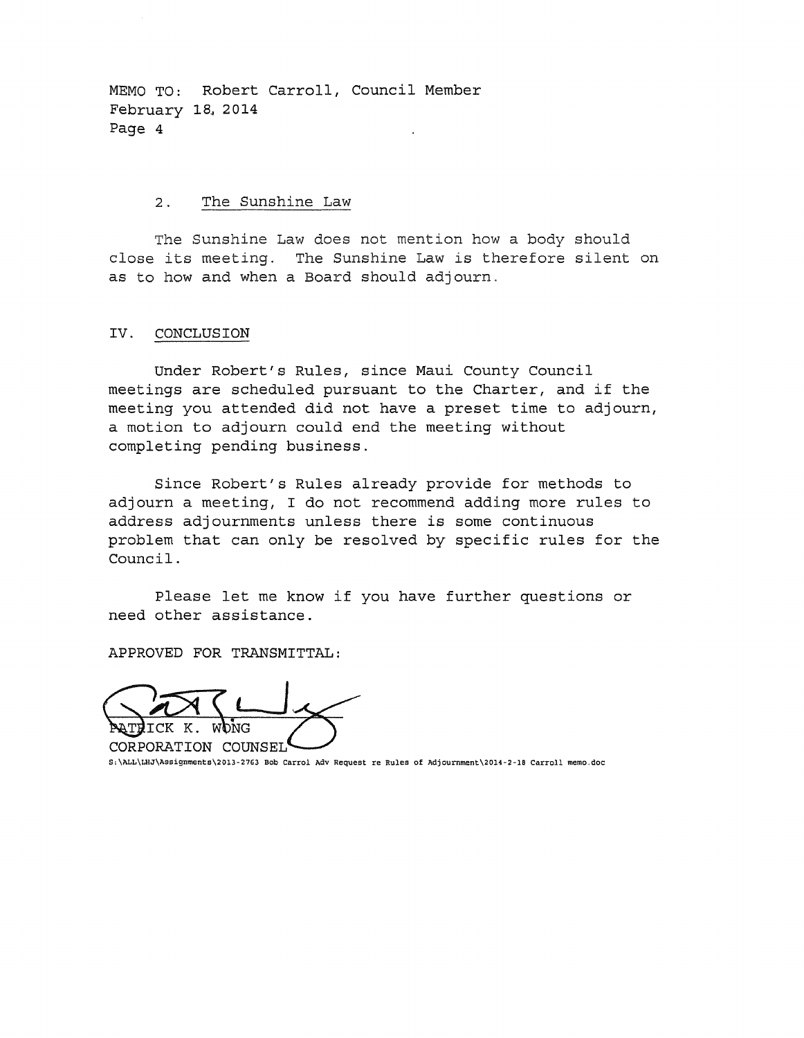### 2. The Sunshine Law

The Sunshine Law does not mention how a body should close its meeting. The Sunshine Law is therefore silent on as to how and when a Board should adjourn.

## IV. CONCLUSION

Under Robert's Rules, since Maui County Council meetings are scheduled pursuant to the Charter, and if the meeting you attended did not have a preset time to adjourn, a motion to adjourn could end the meeting without completing pending business.

Since Robert's Rules already provide for methods to adjourn a meeting, I do not recommend adding more rules to address adjournments unless there is some continuous problem that can only be resolved by specific rules for the Council.

Please let me know if you have further questions or need other assistance.

APPROVED FOR TRANSMITTAL:

PATRICK K. WONG
CORPORATION COUNSEL

S:\ALL\LHJ\Assignments\2013-2763 Bob Carrol Adv Request re Rules of Adjournment\2014-2-18 Carroll memo.doc